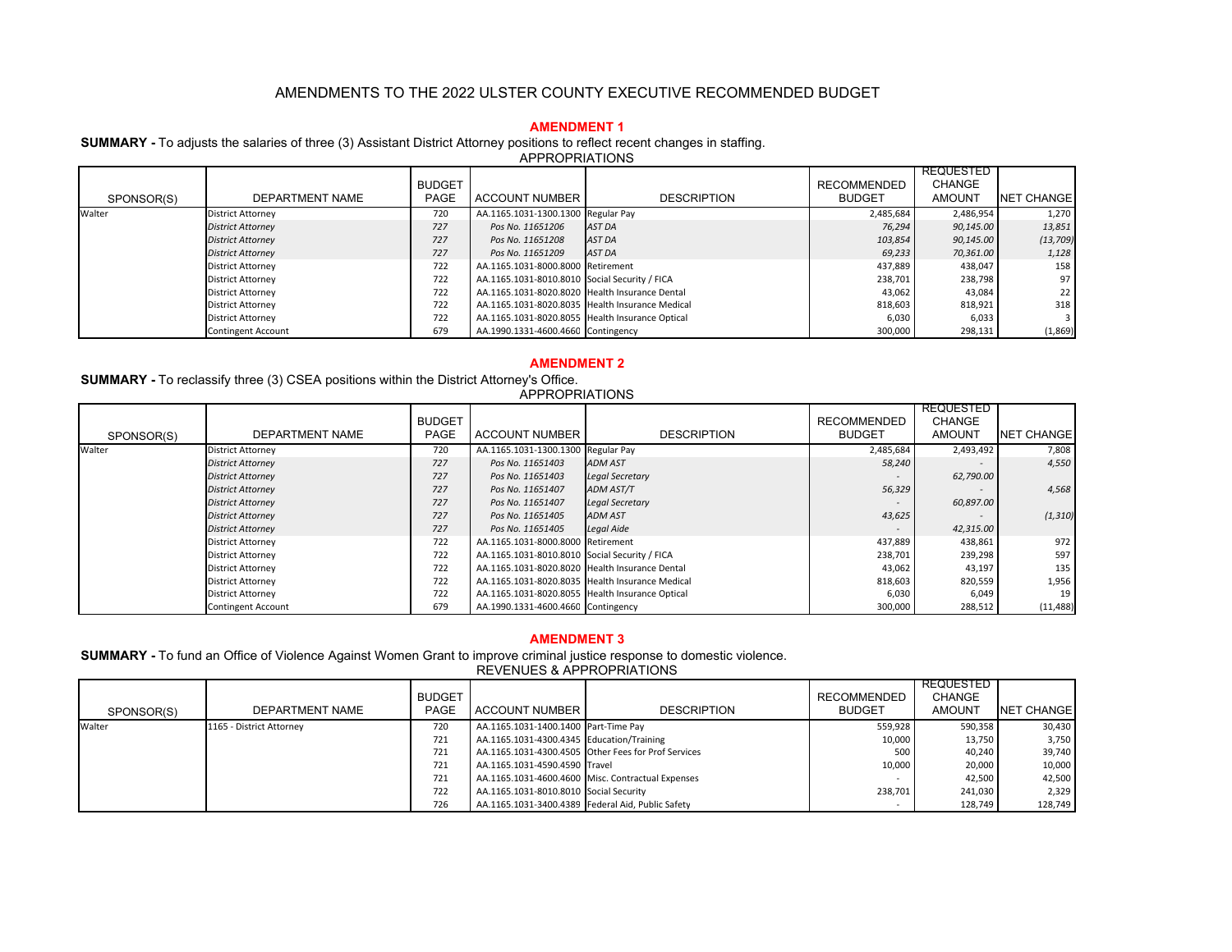# AMENDMENTS TO THE 2022 ULSTER COUNTY EXECUTIVE RECOMMENDED BUDGET

## AMENDMENT 1

**SUMMARY -** To adjusts the salaries of three (3) Assistant District Attorney positions to reflect recent changes in staffing.

APPROPRIATIONS

| SPONSOR(S) | DEPARTMENT NAME | BUDGET PAGE | ACCOUNT NUMBER | DESCRIPTION | RECOMMENDED BUDGET | REQUESTED CHANGE AMOUNT | NET CHANGE |
|---|---|---|---|---|---|---|---|
| Walter | District Attorney | 720 | AA.1165.1031-1300.1300 | Regular Pay | 2,485,684 | 2,486,954 | 1,270 |
| | *District Attorney* | *727* | *Pos No. 11651206* | *AST DA* | *76,294* | *90,145.00* | *13,851* |
| | *District Attorney* | *727* | *Pos No. 11651208* | *AST DA* | *103,854* | *90,145.00* | *(13,709)* |
| | *District Attorney* | *727* | *Pos No. 11651209* | *AST DA* | *69,233* | *70,361.00* | *1,128* |
| | District Attorney | 722 | AA.1165.1031-8000.8000 | Retirement | 437,889 | 438,047 | 158 |
| | District Attorney | 722 | AA.1165.1031-8010.8010 | Social Security / FICA | 238,701 | 238,798 | 97 |
| | District Attorney | 722 | AA.1165.1031-8020.8020 | Health Insurance Dental | 43,062 | 43,084 | 22 |
| | District Attorney | 722 | AA.1165.1031-8020.8035 | Health Insurance Medical | 818,603 | 818,921 | 318 |
| | District Attorney | 722 | AA.1165.1031-8020.8055 | Health Insurance Optical | 6,030 | 6,033 | 3 |
| | Contingent Account | 679 | AA.1990.1331-4600.4660 | Contingency | 300,000 | 298,131 | (1,869) |

## AMENDMENT 2

**SUMMARY -** To reclassify three (3) CSEA positions within the District Attorney's Office.

APPROPRIATIONS

| SPONSOR(S) | DEPARTMENT NAME | BUDGET PAGE | ACCOUNT NUMBER | DESCRIPTION | RECOMMENDED BUDGET | REQUESTED CHANGE AMOUNT | NET CHANGE |
|---|---|---|---|---|---|---|---|
| Walter | District Attorney | 720 | AA.1165.1031-1300.1300 | Regular Pay | 2,485,684 | 2,493,492 | 7,808 |
| | *District Attorney* | *727* | *Pos No. 11651403* | *ADM AST* | *58,240* | *-* | *4,550* |
| | *District Attorney* | *727* | *Pos No. 11651403* | *Legal Secretary* | *-* | *62,790.00* | |
| | *District Attorney* | *727* | *Pos No. 11651407* | *ADM AST/T* | *56,329* | *-* | *4,568* |
| | *District Attorney* | *727* | *Pos No. 11651407* | *Legal Secretary* | *-* | *60,897.00* | |
| | *District Attorney* | *727* | *Pos No. 11651405* | *ADM AST* | *43,625* | *-* | *(1,310)* |
| | *District Attorney* | *727* | *Pos No. 11651405* | *Legal Aide* | *-* | *42,315.00* | |
| | District Attorney | 722 | AA.1165.1031-8000.8000 | Retirement | 437,889 | 438,861 | 972 |
| | District Attorney | 722 | AA.1165.1031-8010.8010 | Social Security / FICA | 238,701 | 239,298 | 597 |
| | District Attorney | 722 | AA.1165.1031-8020.8020 | Health Insurance Dental | 43,062 | 43,197 | 135 |
| | District Attorney | 722 | AA.1165.1031-8020.8035 | Health Insurance Medical | 818,603 | 820,559 | 1,956 |
| | District Attorney | 722 | AA.1165.1031-8020.8055 | Health Insurance Optical | 6,030 | 6,049 | 19 |
| | Contingent Account | 679 | AA.1990.1331-4600.4660 | Contingency | 300,000 | 288,512 | (11,488) |

## AMENDMENT 3

**SUMMARY -** To fund an Office of Violence Against Women Grant to improve criminal justice response to domestic violence.

REVENUES & APPROPRIATIONS

| SPONSOR(S) | DEPARTMENT NAME | BUDGET PAGE | ACCOUNT NUMBER | DESCRIPTION | RECOMMENDED BUDGET | REQUESTED CHANGE AMOUNT | NET CHANGE |
|---|---|---|---|---|---|---|---|
| Walter | 1165 - District Attorney | 720 | AA.1165.1031-1400.1400 | Part-Time Pay | 559,928 | 590,358 | 30,430 |
| | | 721 | AA.1165.1031-4300.4345 | Education/Training | 10,000 | 13,750 | 3,750 |
| | | 721 | AA.1165.1031-4300.4505 | Other Fees for Prof Services | 500 | 40,240 | 39,740 |
| | | 721 | AA.1165.1031-4590.4590 | Travel | 10,000 | 20,000 | 10,000 |
| | | 721 | AA.1165.1031-4600.4600 | Misc. Contractual Expenses | - | 42,500 | 42,500 |
| | | 722 | AA.1165.1031-8010.8010 | Social Security | 238,701 | 241,030 | 2,329 |
| | | 726 | AA.1165.1031-3400.4389 | Federal Aid, Public Safety | - | 128,749 | 128,749 |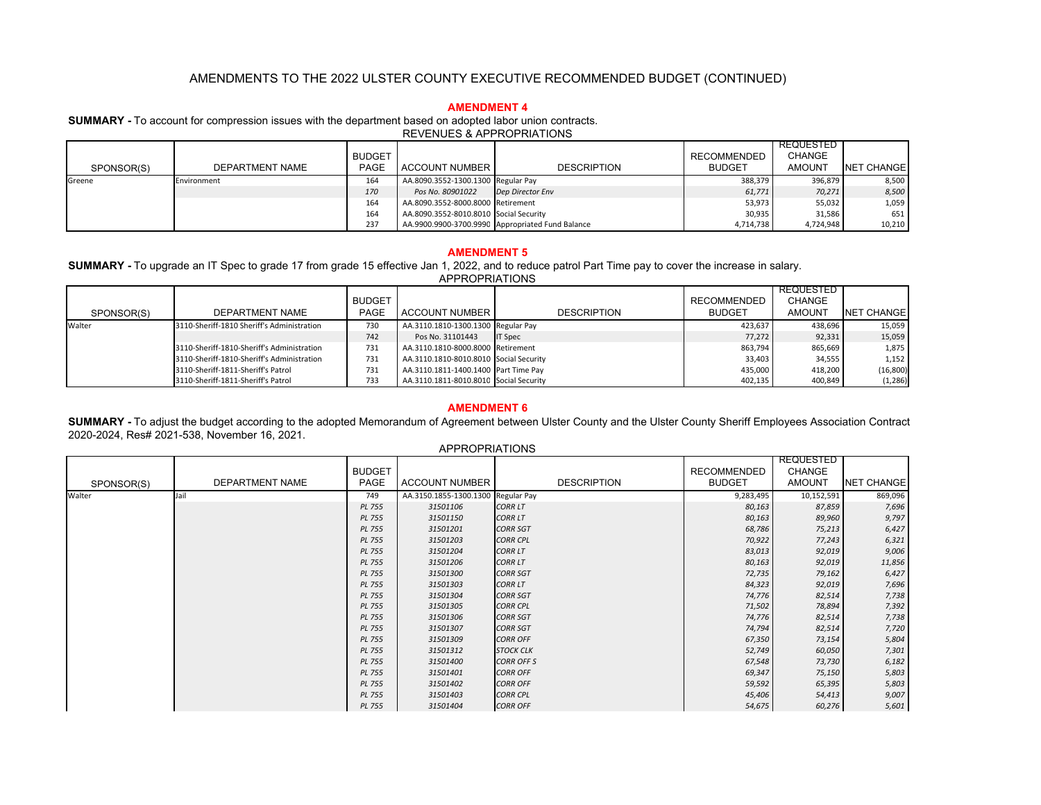# AMENDMENTS TO THE 2022 ULSTER COUNTY EXECUTIVE RECOMMENDED BUDGET (CONTINUED)

## AMENDMENT 4

**SUMMARY -** To account for compression issues with the department based on adopted labor union contracts.

REVENUES & APPROPRIATIONS

| SPONSOR(S) | DEPARTMENT NAME | BUDGET PAGE | ACCOUNT NUMBER | DESCRIPTION | RECOMMENDED BUDGET | REQUESTED CHANGE AMOUNT | NET CHANGE |
|---|---|---|---|---|---|---|---|
| Greene | Environment | 164 | AA.8090.3552-1300.1300 | Regular Pay | 388,379 | 396,879 | 8,500 |
| | | *170* | *Pos No. 80901022* | *Dep Director Env* | *61,771* | *70,271* | *8,500* |
| | | 164 | AA.8090.3552-8000.8000 | Retirement | 53,973 | 55,032 | 1,059 |
| | | 164 | AA.8090.3552-8010.8010 | Social Security | 30,935 | 31,586 | 651 |
| | | 237 | AA.9900.9900-3700.9990 | Appropriated Fund Balance | 4,714,738 | 4,724,948 | 10,210 |

## AMENDMENT 5

**SUMMARY -** To upgrade an IT Spec to grade 17 from grade 15 effective Jan 1, 2022, and to reduce patrol Part Time pay to cover the increase in salary.

APPROPRIATIONS

| SPONSOR(S) | DEPARTMENT NAME | BUDGET PAGE | ACCOUNT NUMBER | DESCRIPTION | RECOMMENDED BUDGET | REQUESTED CHANGE AMOUNT | NET CHANGE |
|---|---|---|---|---|---|---|---|
| Walter | 3110-Sheriff-1810 Sheriff's Administration | 730 | AA.3110.1810-1300.1300 | Regular Pay | 423,637 | 438,696 | 15,059 |
| | | 742 | Pos No. 31101443 | IT Spec | 77,272 | 92,331 | 15,059 |
| | 3110-Sheriff-1810-Sheriff's Administration | 731 | AA.3110.1810-8000.8000 | Retirement | 863,794 | 865,669 | 1,875 |
| | 3110-Sheriff-1810-Sheriff's Administration | 731 | AA.3110.1810-8010.8010 | Social Security | 33,403 | 34,555 | 1,152 |
| | 3110-Sheriff-1811-Sheriff's Patrol | 731 | AA.3110.1811-1400.1400 | Part Time Pay | 435,000 | 418,200 | (16,800) |
| | 3110-Sheriff-1811-Sheriff's Patrol | 733 | AA.3110.1811-8010.8010 | Social Security | 402,135 | 400,849 | (1,286) |

## AMENDMENT 6

**SUMMARY -** To adjust the budget according to the adopted Memorandum of Agreement between Ulster County and the Ulster County Sheriff Employees Association Contract 2020-2024, Res# 2021-538, November 16, 2021.

APPROPRIATIONS

| SPONSOR(S) | DEPARTMENT NAME | BUDGET PAGE | ACCOUNT NUMBER | DESCRIPTION | RECOMMENDED BUDGET | REQUESTED CHANGE AMOUNT | NET CHANGE |
|---|---|---|---|---|---|---|---|
| Walter | Jail | 749 | AA.3150.1855-1300.1300 | Regular Pay | 9,283,495 | 10,152,591 | 869,096 |
| | | *PL 755* | *31501106* | *CORR LT* | *80,163* | *87,859* | *7,696* |
| | | *PL 755* | *31501150* | *CORR LT* | *80,163* | *89,960* | *9,797* |
| | | *PL 755* | *31501201* | *CORR SGT* | *68,786* | *75,213* | *6,427* |
| | | *PL 755* | *31501203* | *CORR CPL* | *70,922* | *77,243* | *6,321* |
| | | *PL 755* | *31501204* | *CORR LT* | *83,013* | *92,019* | *9,006* |
| | | *PL 755* | *31501206* | *CORR LT* | *80,163* | *92,019* | *11,856* |
| | | *PL 755* | *31501300* | *CORR SGT* | *72,735* | *79,162* | *6,427* |
| | | *PL 755* | *31501303* | *CORR LT* | *84,323* | *92,019* | *7,696* |
| | | *PL 755* | *31501304* | *CORR SGT* | *74,776* | *82,514* | *7,738* |
| | | *PL 755* | *31501305* | *CORR CPL* | *71,502* | *78,894* | *7,392* |
| | | *PL 755* | *31501306* | *CORR SGT* | *74,776* | *82,514* | *7,738* |
| | | *PL 755* | *31501307* | *CORR SGT* | *74,794* | *82,514* | *7,720* |
| | | *PL 755* | *31501309* | *CORR OFF* | *67,350* | *73,154* | *5,804* |
| | | *PL 755* | *31501312* | *STOCK CLK* | *52,749* | *60,050* | *7,301* |
| | | *PL 755* | *31501400* | *CORR OFF S* | *67,548* | *73,730* | *6,182* |
| | | *PL 755* | *31501401* | *CORR OFF* | *69,347* | *75,150* | *5,803* |
| | | *PL 755* | *31501402* | *CORR OFF* | *59,592* | *65,395* | *5,803* |
| | | *PL 755* | *31501403* | *CORR CPL* | *45,406* | *54,413* | *9,007* |
| | | *PL 755* | *31501404* | *CORR OFF* | *54,675* | *60,276* | *5,601* |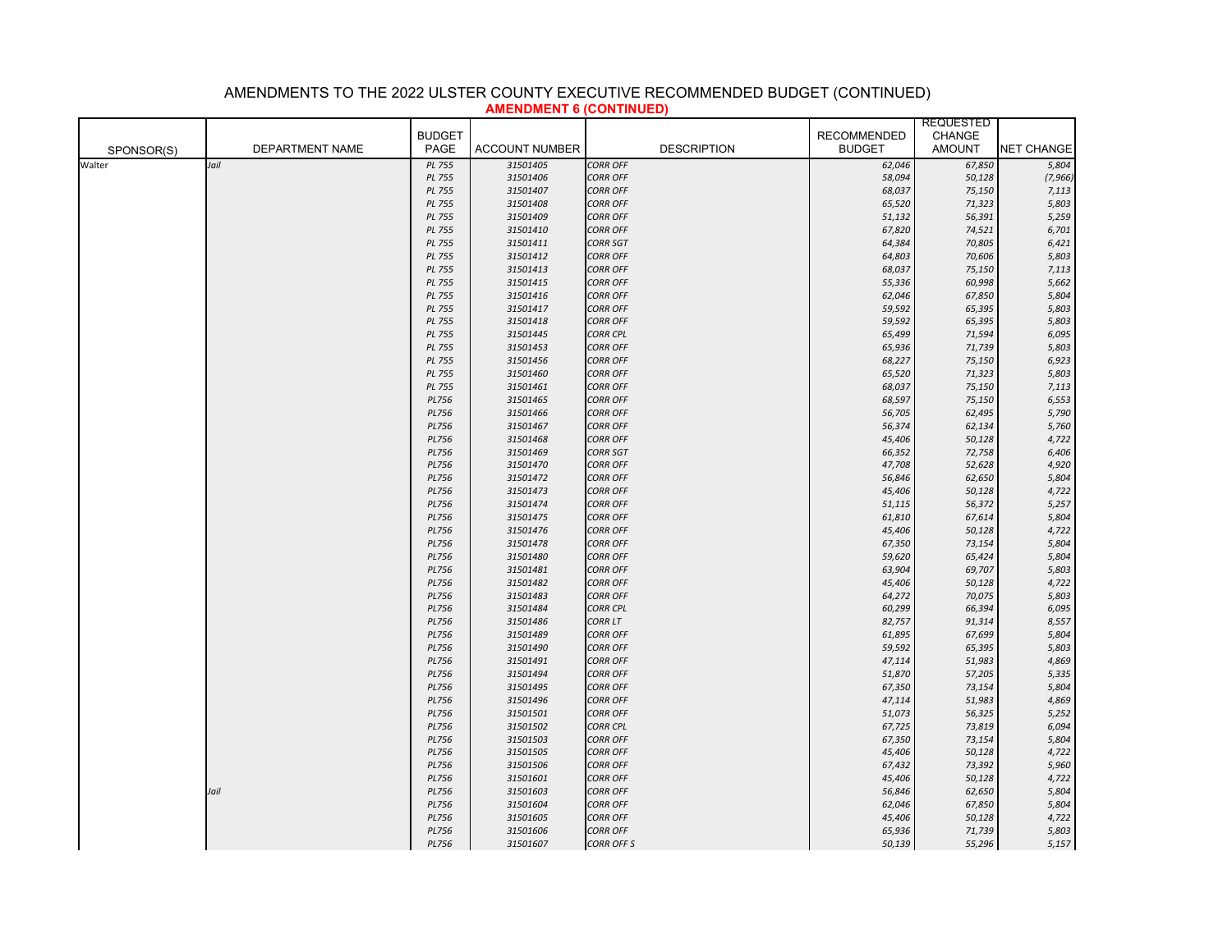# AMENDMENTS TO THE 2022 ULSTER COUNTY EXECUTIVE RECOMMENDED BUDGET (CONTINUED)

## AMENDMENT 6 (CONTINUED)

| SPONSOR(S) | DEPARTMENT NAME | BUDGET PAGE | ACCOUNT NUMBER | DESCRIPTION | RECOMMENDED BUDGET | REQUESTED CHANGE AMOUNT | NET CHANGE |
|---|---|---|---|---|---|---|---|
| Walter | Jail | PL 755 | 31501405 | CORR OFF | 62,046 | 67,850 | 5,804 |
| | | PL 755 | 31501406 | CORR OFF | 58,094 | 50,128 | (7,966) |
| | | PL 755 | 31501407 | CORR OFF | 68,037 | 75,150 | 7,113 |
| | | PL 755 | 31501408 | CORR OFF | 65,520 | 71,323 | 5,803 |
| | | PL 755 | 31501409 | CORR OFF | 51,132 | 56,391 | 5,259 |
| | | PL 755 | 31501410 | CORR OFF | 67,820 | 74,521 | 6,701 |
| | | PL 755 | 31501411 | CORR SGT | 64,384 | 70,805 | 6,421 |
| | | PL 755 | 31501412 | CORR OFF | 64,803 | 70,606 | 5,803 |
| | | PL 755 | 31501413 | CORR OFF | 68,037 | 75,150 | 7,113 |
| | | PL 755 | 31501415 | CORR OFF | 55,336 | 60,998 | 5,662 |
| | | PL 755 | 31501416 | CORR OFF | 62,046 | 67,850 | 5,804 |
| | | PL 755 | 31501417 | CORR OFF | 59,592 | 65,395 | 5,803 |
| | | PL 755 | 31501418 | CORR OFF | 59,592 | 65,395 | 5,803 |
| | | PL 755 | 31501445 | CORR CPL | 65,499 | 71,594 | 6,095 |
| | | PL 755 | 31501453 | CORR OFF | 65,936 | 71,739 | 5,803 |
| | | PL 755 | 31501456 | CORR OFF | 68,227 | 75,150 | 6,923 |
| | | PL 755 | 31501460 | CORR OFF | 65,520 | 71,323 | 5,803 |
| | | PL 755 | 31501461 | CORR OFF | 68,037 | 75,150 | 7,113 |
| | | PL756 | 31501465 | CORR OFF | 68,597 | 75,150 | 6,553 |
| | | PL756 | 31501466 | CORR OFF | 56,705 | 62,495 | 5,790 |
| | | PL756 | 31501467 | CORR OFF | 56,374 | 62,134 | 5,760 |
| | | PL756 | 31501468 | CORR OFF | 45,406 | 50,128 | 4,722 |
| | | PL756 | 31501469 | CORR SGT | 66,352 | 72,758 | 6,406 |
| | | PL756 | 31501470 | CORR OFF | 47,708 | 52,628 | 4,920 |
| | | PL756 | 31501472 | CORR OFF | 56,846 | 62,650 | 5,804 |
| | | PL756 | 31501473 | CORR OFF | 45,406 | 50,128 | 4,722 |
| | | PL756 | 31501474 | CORR OFF | 51,115 | 56,372 | 5,257 |
| | | PL756 | 31501475 | CORR OFF | 61,810 | 67,614 | 5,804 |
| | | PL756 | 31501476 | CORR OFF | 45,406 | 50,128 | 4,722 |
| | | PL756 | 31501478 | CORR OFF | 67,350 | 73,154 | 5,804 |
| | | PL756 | 31501480 | CORR OFF | 59,620 | 65,424 | 5,804 |
| | | PL756 | 31501481 | CORR OFF | 63,904 | 69,707 | 5,803 |
| | | PL756 | 31501482 | CORR OFF | 45,406 | 50,128 | 4,722 |
| | | PL756 | 31501483 | CORR OFF | 64,272 | 70,075 | 5,803 |
| | | PL756 | 31501484 | CORR CPL | 60,299 | 66,394 | 6,095 |
| | | PL756 | 31501486 | CORR LT | 82,757 | 91,314 | 8,557 |
| | | PL756 | 31501489 | CORR OFF | 61,895 | 67,699 | 5,804 |
| | | PL756 | 31501490 | CORR OFF | 59,592 | 65,395 | 5,803 |
| | | PL756 | 31501491 | CORR OFF | 47,114 | 51,983 | 4,869 |
| | | PL756 | 31501494 | CORR OFF | 51,870 | 57,205 | 5,335 |
| | | PL756 | 31501495 | CORR OFF | 67,350 | 73,154 | 5,804 |
| | | PL756 | 31501496 | CORR OFF | 47,114 | 51,983 | 4,869 |
| | | PL756 | 31501501 | CORR OFF | 51,073 | 56,325 | 5,252 |
| | | PL756 | 31501502 | CORR CPL | 67,725 | 73,819 | 6,094 |
| | | PL756 | 31501503 | CORR OFF | 67,350 | 73,154 | 5,804 |
| | | PL756 | 31501505 | CORR OFF | 45,406 | 50,128 | 4,722 |
| | | PL756 | 31501506 | CORR OFF | 67,432 | 73,392 | 5,960 |
| | | PL756 | 31501601 | CORR OFF | 45,406 | 50,128 | 4,722 |
| | Jail | PL756 | 31501603 | CORR OFF | 56,846 | 62,650 | 5,804 |
| | | PL756 | 31501604 | CORR OFF | 62,046 | 67,850 | 5,804 |
| | | PL756 | 31501605 | CORR OFF | 45,406 | 50,128 | 4,722 |
| | | PL756 | 31501606 | CORR OFF | 65,936 | 71,739 | 5,803 |
| | | PL756 | 31501607 | CORR OFF S | 50,139 | 55,296 | 5,157 |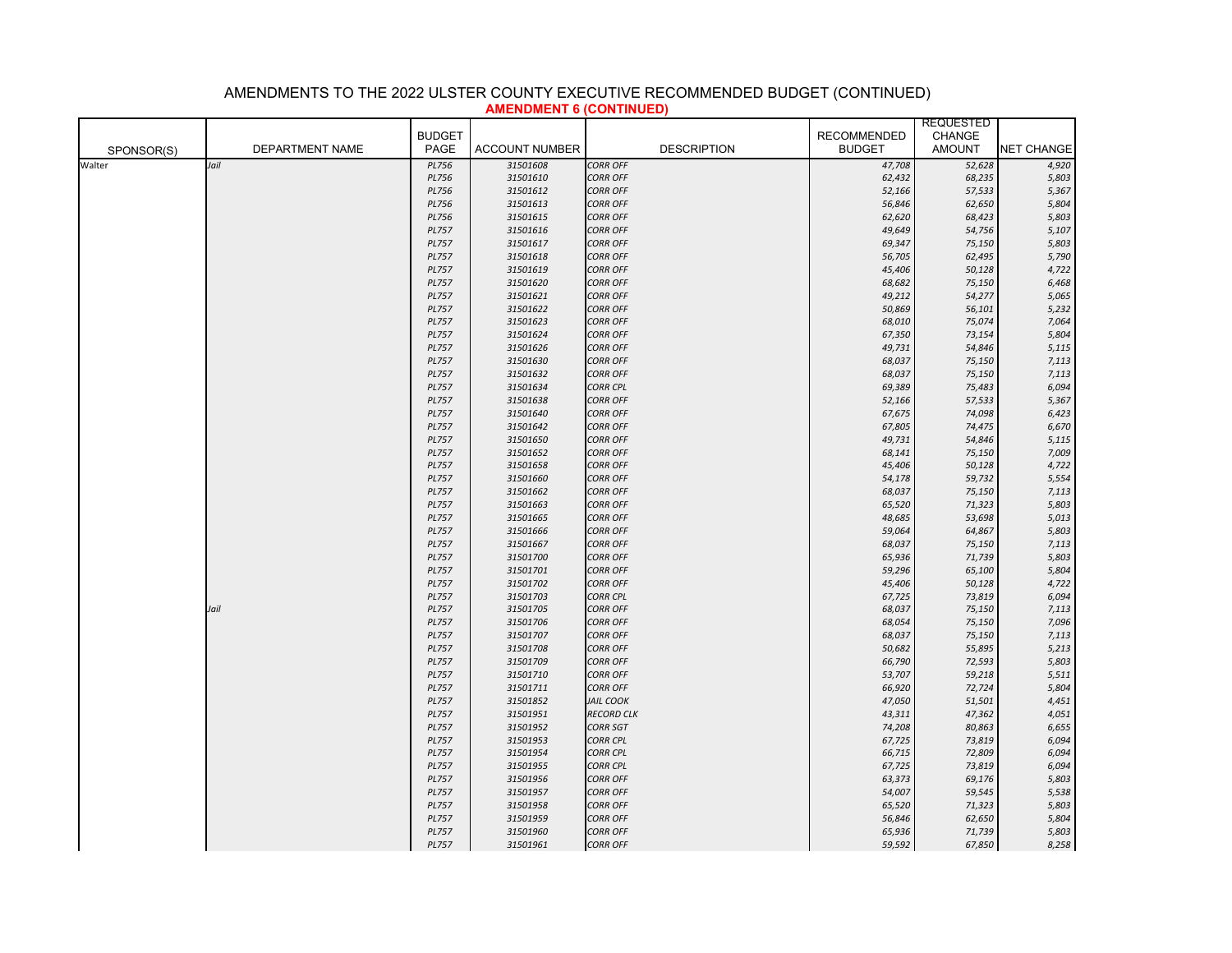# AMENDMENTS TO THE 2022 ULSTER COUNTY EXECUTIVE RECOMMENDED BUDGET (CONTINUED)

## AMENDMENT 6 (CONTINUED)

| SPONSOR(S) | DEPARTMENT NAME | BUDGET PAGE | ACCOUNT NUMBER | DESCRIPTION | RECOMMENDED BUDGET | REQUESTED CHANGE AMOUNT | NET CHANGE |
|---|---|---|---|---|---|---|---|
| Walter | Jail | PL756 | 31501608 | CORR OFF | 47,708 | 52,628 | 4,920 |
| | | PL756 | 31501610 | CORR OFF | 62,432 | 68,235 | 5,803 |
| | | PL756 | 31501612 | CORR OFF | 52,166 | 57,533 | 5,367 |
| | | PL756 | 31501613 | CORR OFF | 56,846 | 62,650 | 5,804 |
| | | PL756 | 31501615 | CORR OFF | 62,620 | 68,423 | 5,803 |
| | | PL757 | 31501616 | CORR OFF | 49,649 | 54,756 | 5,107 |
| | | PL757 | 31501617 | CORR OFF | 69,347 | 75,150 | 5,803 |
| | | PL757 | 31501618 | CORR OFF | 56,705 | 62,495 | 5,790 |
| | | PL757 | 31501619 | CORR OFF | 45,406 | 50,128 | 4,722 |
| | | PL757 | 31501620 | CORR OFF | 68,682 | 75,150 | 6,468 |
| | | PL757 | 31501621 | CORR OFF | 49,212 | 54,277 | 5,065 |
| | | PL757 | 31501622 | CORR OFF | 50,869 | 56,101 | 5,232 |
| | | PL757 | 31501623 | CORR OFF | 68,010 | 75,074 | 7,064 |
| | | PL757 | 31501624 | CORR OFF | 67,350 | 73,154 | 5,804 |
| | | PL757 | 31501626 | CORR OFF | 49,731 | 54,846 | 5,115 |
| | | PL757 | 31501630 | CORR OFF | 68,037 | 75,150 | 7,113 |
| | | PL757 | 31501632 | CORR OFF | 68,037 | 75,150 | 7,113 |
| | | PL757 | 31501634 | CORR CPL | 69,389 | 75,483 | 6,094 |
| | | PL757 | 31501638 | CORR OFF | 52,166 | 57,533 | 5,367 |
| | | PL757 | 31501640 | CORR OFF | 67,675 | 74,098 | 6,423 |
| | | PL757 | 31501642 | CORR OFF | 67,805 | 74,475 | 6,670 |
| | | PL757 | 31501650 | CORR OFF | 49,731 | 54,846 | 5,115 |
| | | PL757 | 31501652 | CORR OFF | 68,141 | 75,150 | 7,009 |
| | | PL757 | 31501658 | CORR OFF | 45,406 | 50,128 | 4,722 |
| | | PL757 | 31501660 | CORR OFF | 54,178 | 59,732 | 5,554 |
| | | PL757 | 31501662 | CORR OFF | 68,037 | 75,150 | 7,113 |
| | | PL757 | 31501663 | CORR OFF | 65,520 | 71,323 | 5,803 |
| | | PL757 | 31501665 | CORR OFF | 48,685 | 53,698 | 5,013 |
| | | PL757 | 31501666 | CORR OFF | 59,064 | 64,867 | 5,803 |
| | | PL757 | 31501667 | CORR OFF | 68,037 | 75,150 | 7,113 |
| | | PL757 | 31501700 | CORR OFF | 65,936 | 71,739 | 5,803 |
| | | PL757 | 31501701 | CORR OFF | 59,296 | 65,100 | 5,804 |
| | | PL757 | 31501702 | CORR OFF | 45,406 | 50,128 | 4,722 |
| | | PL757 | 31501703 | CORR CPL | 67,725 | 73,819 | 6,094 |
| | Jail | PL757 | 31501705 | CORR OFF | 68,037 | 75,150 | 7,113 |
| | | PL757 | 31501706 | CORR OFF | 68,054 | 75,150 | 7,096 |
| | | PL757 | 31501707 | CORR OFF | 68,037 | 75,150 | 7,113 |
| | | PL757 | 31501708 | CORR OFF | 50,682 | 55,895 | 5,213 |
| | | PL757 | 31501709 | CORR OFF | 66,790 | 72,593 | 5,803 |
| | | PL757 | 31501710 | CORR OFF | 53,707 | 59,218 | 5,511 |
| | | PL757 | 31501711 | CORR OFF | 66,920 | 72,724 | 5,804 |
| | | PL757 | 31501852 | JAIL COOK | 47,050 | 51,501 | 4,451 |
| | | PL757 | 31501951 | RECORD CLK | 43,311 | 47,362 | 4,051 |
| | | PL757 | 31501952 | CORR SGT | 74,208 | 80,863 | 6,655 |
| | | PL757 | 31501953 | CORR CPL | 67,725 | 73,819 | 6,094 |
| | | PL757 | 31501954 | CORR CPL | 66,715 | 72,809 | 6,094 |
| | | PL757 | 31501955 | CORR CPL | 67,725 | 73,819 | 6,094 |
| | | PL757 | 31501956 | CORR OFF | 63,373 | 69,176 | 5,803 |
| | | PL757 | 31501957 | CORR OFF | 54,007 | 59,545 | 5,538 |
| | | PL757 | 31501958 | CORR OFF | 65,520 | 71,323 | 5,803 |
| | | PL757 | 31501959 | CORR OFF | 56,846 | 62,650 | 5,804 |
| | | PL757 | 31501960 | CORR OFF | 65,936 | 71,739 | 5,803 |
| | | PL757 | 31501961 | CORR OFF | 59,592 | 67,850 | 8,258 |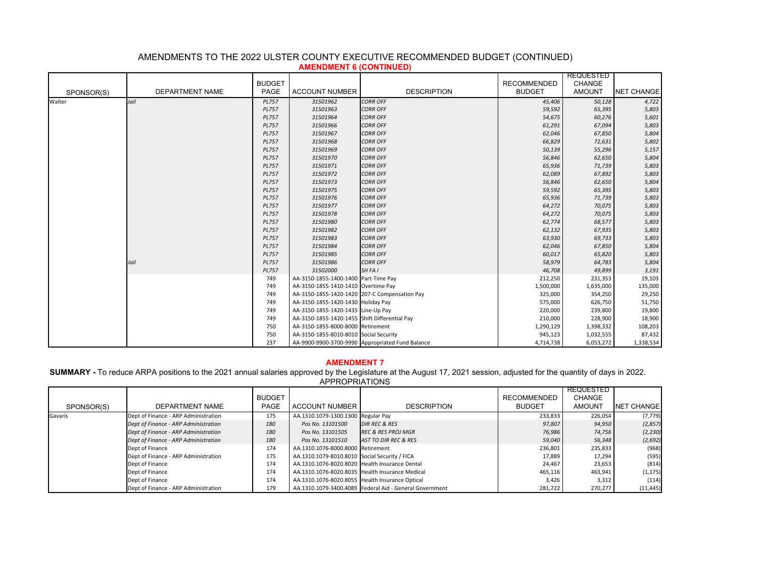# AMENDMENTS TO THE 2022 ULSTER COUNTY EXECUTIVE RECOMMENDED BUDGET (CONTINUED)

## AMENDMENT 6 (CONTINUED)

| SPONSOR(S) | DEPARTMENT NAME | BUDGET PAGE | ACCOUNT NUMBER | DESCRIPTION | RECOMMENDED BUDGET | REQUESTED CHANGE AMOUNT | NET CHANGE |
|---|---|---|---|---|---|---|---|
| Walter | *Jail* | *PL757* | *31501962* | *CORR OFF* | *45,406* | *50,128* | *4,722* |
| | | *PL757* | *31501963* | *CORR OFF* | *59,592* | *65,395* | *5,803* |
| | | *PL757* | *31501964* | *CORR OFF* | *54,675* | *60,276* | *5,601* |
| | | *PL757* | *31501966* | *CORR OFF* | *61,291* | *67,094* | *5,803* |
| | | *PL757* | *31501967* | *CORR OFF* | *62,046* | *67,850* | *5,804* |
| | | *PL757* | *31501968* | *CORR OFF* | *66,829* | *72,631* | *5,802* |
| | | *PL757* | *31501969* | *CORR OFF* | *50,139* | *55,296* | *5,157* |
| | | *PL757* | *31501970* | *CORR OFF* | *56,846* | *62,650* | *5,804* |
| | | *PL757* | *31501971* | *CORR OFF* | *65,936* | *71,739* | *5,803* |
| | | *PL757* | *31501972* | *CORR OFF* | *62,089* | *67,892* | *5,803* |
| | | *PL757* | *31501973* | *CORR OFF* | *56,846* | *62,650* | *5,804* |
| | | *PL757* | *31501975* | *CORR OFF* | *59,592* | *65,395* | *5,803* |
| | | *PL757* | *31501976* | *CORR OFF* | *65,936* | *71,739* | *5,803* |
| | | *PL757* | *31501977* | *CORR OFF* | *64,272* | *70,075* | *5,803* |
| | | *PL757* | *31501978* | *CORR OFF* | *64,272* | *70,075* | *5,803* |
| | | *PL757* | *31501980* | *CORR OFF* | *62,774* | *68,577* | *5,803* |
| | | *PL757* | *31501982* | *CORR OFF* | *62,132* | *67,935* | *5,803* |
| | | *PL757* | *31501983* | *CORR OFF* | *63,930* | *69,733* | *5,803* |
| | | *PL757* | *31501984* | *CORR OFF* | *62,046* | *67,850* | *5,804* |
| | | *PL757* | *31501985* | *CORR OFF* | *60,017* | *65,820* | *5,803* |
| | *Jail* | *PL757* | *31501986* | *CORR OFF* | *58,979* | *64,783* | *5,804* |
| | | *PL757* | *31502000* | *SH FA I* | *46,708* | *49,899* | *3,191* |
| | | 749 | AA-3150-1855-1400-1400 | Part-Time Pay | 212,250 | 231,353 | 19,103 |
| | | 749 | AA-3150-1855-1410-1410 | Overtime Pay | 1,500,000 | 1,635,000 | 135,000 |
| | | 749 | AA-3150-1855-1420-1420 | 207-C Compensation Pay | 325,000 | 354,250 | 29,250 |
| | | 749 | AA-3150-1855-1420-1430 | Holiday Pay | 575,000 | 626,750 | 51,750 |
| | | 749 | AA-3150-1855-1420-1435 | Line-Up Pay | 220,000 | 239,800 | 19,800 |
| | | 749 | AA-3150-1855-1420-1455 | Shift Differential Pay | 210,000 | 228,900 | 18,900 |
| | | 750 | AA-3150-1855-8000-8000 | Retirement | 1,290,129 | 1,398,332 | 108,203 |
| | | 750 | AA-3150-1855-8010-8010 | Social Security | 945,123 | 1,032,555 | 87,432 |
| | | 237 | AA-9900-9900-3700-9990 | Appropriated Fund Balance | 4,714,738 | 6,053,272 | 1,338,534 |

## AMENDMENT 7

**SUMMARY -** To reduce ARPA positions to the 2021 annual salaries approved by the Legislature at the August 17, 2021 session, adjusted for the quantity of days in 2022.

APPROPRIATIONS

| SPONSOR(S) | DEPARTMENT NAME | BUDGET PAGE | ACCOUNT NUMBER | DESCRIPTION | RECOMMENDED BUDGET | REQUESTED CHANGE AMOUNT | NET CHANGE |
|---|---|---|---|---|---|---|---|
| Gavaris | Dept of Finance - ARP Administration | 175 | AA.1310.1079-1300.1300 | Regular Pay | 233,833 | 226,054 | (7,779) |
| | *Dept of Finance - ARP Administration* | *180* | *Pos No. 13101500* | *DIR REC & RES* | *97,807* | *94,950* | *(2,857)* |
| | *Dept of Finance - ARP Administration* | *180* | *Pos No. 13101505* | *REC & RES PROJ MGR* | *76,986* | *74,756* | *(2,230)* |
| | *Dept of Finance - ARP Administration* | *180* | *Pos No. 13101510* | *AST TO DIR REC & RES* | *59,040* | *56,348* | *(2,692)* |
| | Dept of Finance | 174 | AA.1310.1076-8000.8000 | Retirement | 236,801 | 235,833 | (968) |
| | Dept of Finance - ARP Administration | 175 | AA.1310.1079-8010.8010 | Social Security / FICA | 17,889 | 17,294 | (595) |
| | Dept of Finance | 174 | AA.1310.1076-8020.8020 | Health Insurance Dental | 24,467 | 23,653 | (814) |
| | Dept of Finance | 174 | AA.1310.1076-8020.8035 | Health Insurance Medical | 465,116 | 463,941 | (1,175) |
| | Dept of Finance | 174 | AA.1310.1076-8020.8055 | Health Insurance Optical | 3,426 | 3,312 | (114) |
| | Dept of Finance - ARP Administration | 179 | AA.1310.1079-3400.4089 | Federal Aid - General Government | 281,722 | 270,277 | (11,445) |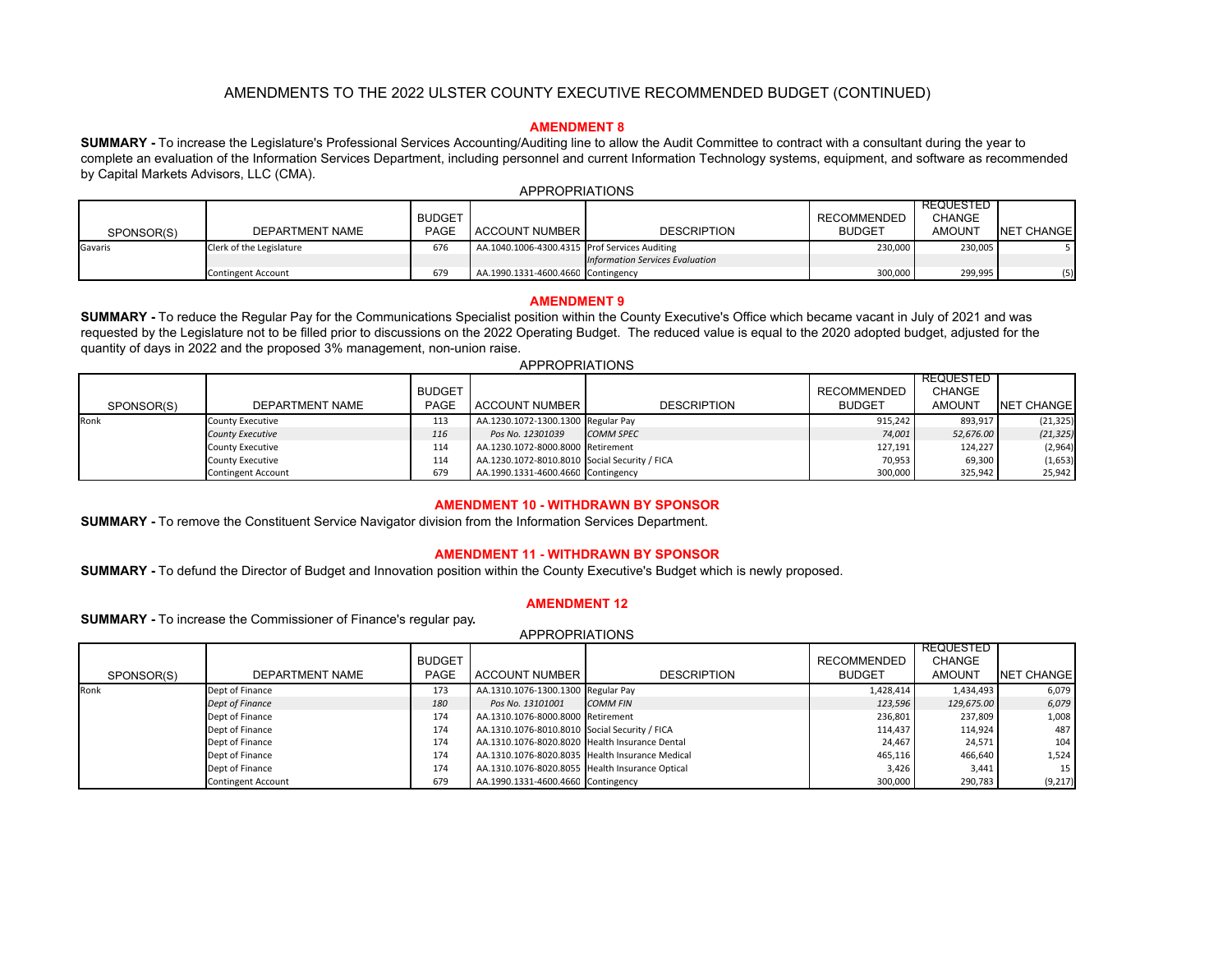# AMENDMENTS TO THE 2022 ULSTER COUNTY EXECUTIVE RECOMMENDED BUDGET (CONTINUED)

## AMENDMENT 8

**SUMMARY -** To increase the Legislature's Professional Services Accounting/Auditing line to allow the Audit Committee to contract with a consultant during the year to complete an evaluation of the Information Services Department, including personnel and current Information Technology systems, equipment, and software as recommended by Capital Markets Advisors, LLC (CMA).

APPROPRIATIONS

| SPONSOR(S) | DEPARTMENT NAME | BUDGET PAGE | ACCOUNT NUMBER | DESCRIPTION | RECOMMENDED BUDGET | REQUESTED CHANGE AMOUNT | NET CHANGE |
|---|---|---|---|---|---|---|---|
| Gavaris | Clerk of the Legislature | 676 | AA.1040.1006-4300.4315 | Prof Services Auditing | 230,000 | 230,005 | 5 |
| | | | | *Information Services Evaluation* | | | |
| | Contingent Account | 679 | AA.1990.1331-4600.4660 | Contingency | 300,000 | 299,995 | (5) |

## AMENDMENT 9

**SUMMARY -** To reduce the Regular Pay for the Communications Specialist position within the County Executive's Office which became vacant in July of 2021 and was requested by the Legislature not to be filled prior to discussions on the 2022 Operating Budget. The reduced value is equal to the 2020 adopted budget, adjusted for the quantity of days in 2022 and the proposed 3% management, non-union raise.

APPROPRIATIONS

| SPONSOR(S) | DEPARTMENT NAME | BUDGET PAGE | ACCOUNT NUMBER | DESCRIPTION | RECOMMENDED BUDGET | REQUESTED CHANGE AMOUNT | NET CHANGE |
|---|---|---|---|---|---|---|---|
| Ronk | County Executive | 113 | AA.1230.1072-1300.1300 | Regular Pay | 915,242 | 893,917 | (21,325) |
| | *County Executive* | *116* | *Pos No. 12301039* | *COMM SPEC* | *74,001* | *52,676.00* | *(21,325)* |
| | County Executive | 114 | AA.1230.1072-8000.8000 | Retirement | 127,191 | 124,227 | (2,964) |
| | County Executive | 114 | AA.1230.1072-8010.8010 | Social Security / FICA | 70,953 | 69,300 | (1,653) |
| | Contingent Account | 679 | AA.1990.1331-4600.4660 | Contingency | 300,000 | 325,942 | 25,942 |

## AMENDMENT 10 - WITHDRAWN BY SPONSOR

**SUMMARY -** To remove the Constituent Service Navigator division from the Information Services Department.

## AMENDMENT 11 - WITHDRAWN BY SPONSOR

**SUMMARY -** To defund the Director of Budget and Innovation position within the County Executive's Budget which is newly proposed.

## AMENDMENT 12

**SUMMARY -** To increase the Commissioner of Finance's regular pay.

APPROPRIATIONS

| SPONSOR(S) | DEPARTMENT NAME | BUDGET PAGE | ACCOUNT NUMBER | DESCRIPTION | RECOMMENDED BUDGET | REQUESTED CHANGE AMOUNT | NET CHANGE |
|---|---|---|---|---|---|---|---|
| Ronk | Dept of Finance | 173 | AA.1310.1076-1300.1300 | Regular Pay | 1,428,414 | 1,434,493 | 6,079 |
| | *Dept of Finance* | *180* | *Pos No. 13101001* | *COMM FIN* | *123,596* | *129,675.00* | *6,079* |
| | Dept of Finance | 174 | AA.1310.1076-8000.8000 | Retirement | 236,801 | 237,809 | 1,008 |
| | Dept of Finance | 174 | AA.1310.1076-8010.8010 | Social Security / FICA | 114,437 | 114,924 | 487 |
| | Dept of Finance | 174 | AA.1310.1076-8020.8020 | Health Insurance Dental | 24,467 | 24,571 | 104 |
| | Dept of Finance | 174 | AA.1310.1076-8020.8035 | Health Insurance Medical | 465,116 | 466,640 | 1,524 |
| | Dept of Finance | 174 | AA.1310.1076-8020.8055 | Health Insurance Optical | 3,426 | 3,441 | 15 |
| | Contingent Account | 679 | AA.1990.1331-4600.4660 | Contingency | 300,000 | 290,783 | (9,217) |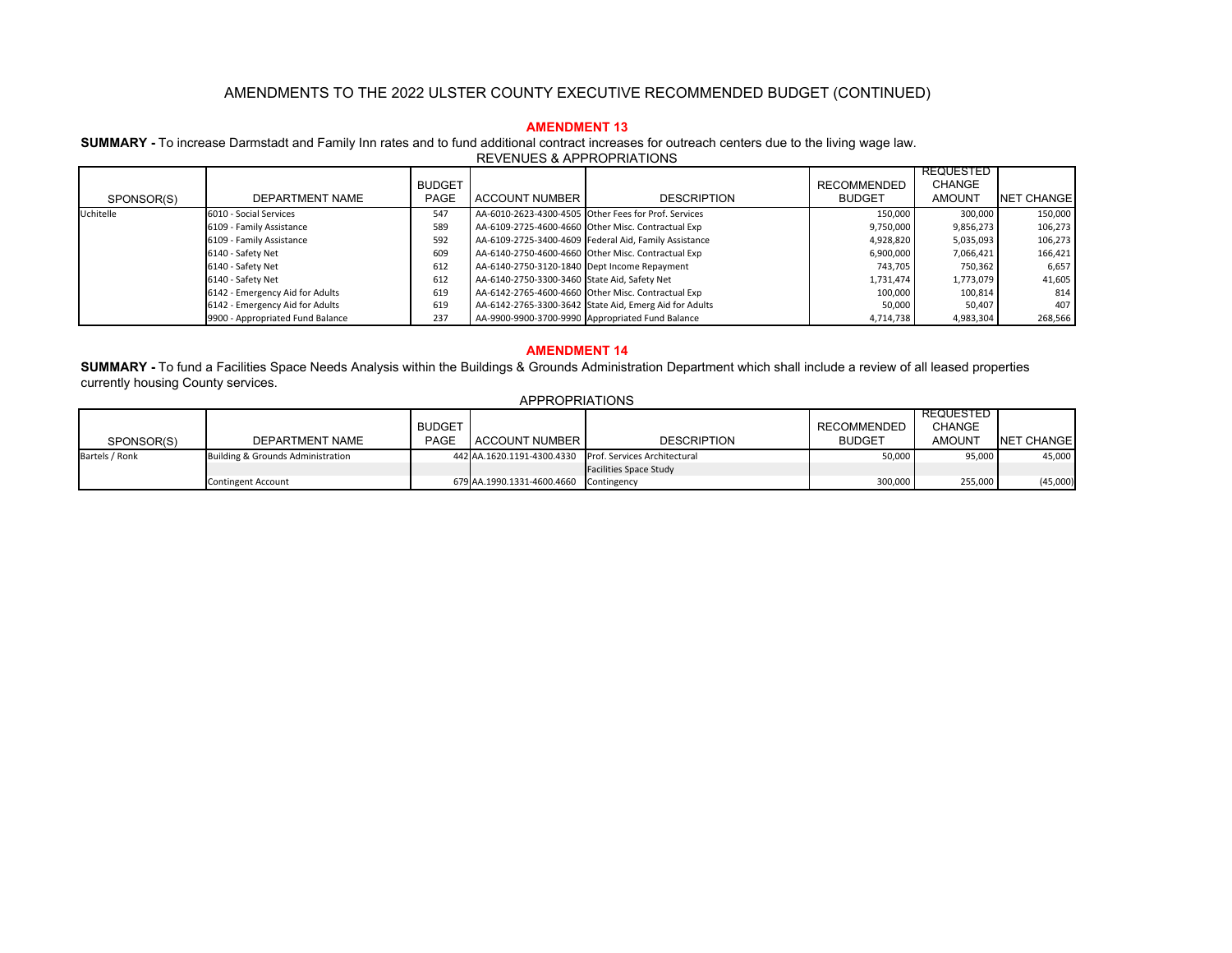# AMENDMENTS TO THE 2022 ULSTER COUNTY EXECUTIVE RECOMMENDED BUDGET (CONTINUED)

## AMENDMENT 13

**SUMMARY -** To increase Darmstadt and Family Inn rates and to fund additional contract increases for outreach centers due to the living wage law.

REVENUES & APPROPRIATIONS

| SPONSOR(S) | DEPARTMENT NAME | BUDGET PAGE | ACCOUNT NUMBER | DESCRIPTION | RECOMMENDED BUDGET | REQUESTED CHANGE AMOUNT | NET CHANGE |
|---|---|---|---|---|---|---|---|
| Uchitelle | 6010 - Social Services | 547 | AA-6010-2623-4300-4505 | Other Fees for Prof. Services | 150,000 | 300,000 | 150,000 |
| | 6109 - Family Assistance | 589 | AA-6109-2725-4600-4660 | Other Misc. Contractual Exp | 9,750,000 | 9,856,273 | 106,273 |
| | 6109 - Family Assistance | 592 | AA-6109-2725-3400-4609 | Federal Aid, Family Assistance | 4,928,820 | 5,035,093 | 106,273 |
| | 6140 - Safety Net | 609 | AA-6140-2750-4600-4660 | Other Misc. Contractual Exp | 6,900,000 | 7,066,421 | 166,421 |
| | 6140 - Safety Net | 612 | AA-6140-2750-3120-1840 | Dept Income Repayment | 743,705 | 750,362 | 6,657 |
| | 6140 - Safety Net | 612 | AA-6140-2750-3300-3460 | State Aid, Safety Net | 1,731,474 | 1,773,079 | 41,605 |
| | 6142 - Emergency Aid for Adults | 619 | AA-6142-2765-4600-4660 | Other Misc. Contractual Exp | 100,000 | 100,814 | 814 |
| | 6142 - Emergency Aid for Adults | 619 | AA-6142-2765-3300-3642 | State Aid, Emerg Aid for Adults | 50,000 | 50,407 | 407 |
| | 9900 - Appropriated Fund Balance | 237 | AA-9900-9900-3700-9990 | Appropriated Fund Balance | 4,714,738 | 4,983,304 | 268,566 |

## AMENDMENT 14

**SUMMARY -** To fund a Facilities Space Needs Analysis within the Buildings & Grounds Administration Department which shall include a review of all leased properties currently housing County services.

APPROPRIATIONS

| SPONSOR(S) | DEPARTMENT NAME | BUDGET PAGE | ACCOUNT NUMBER | DESCRIPTION | RECOMMENDED BUDGET | REQUESTED CHANGE AMOUNT | NET CHANGE |
|---|---|---|---|---|---|---|---|
| Bartels / Ronk | Building & Grounds Administration | 442 | AA.1620.1191-4300.4330 | Prof. Services Architectural | 50,000 | 95,000 | 45,000 |
| | | | | Facilities Space Study | | | |
| | Contingent Account | 679 | AA.1990.1331-4600.4660 | Contingency | 300,000 | 255,000 | (45,000) |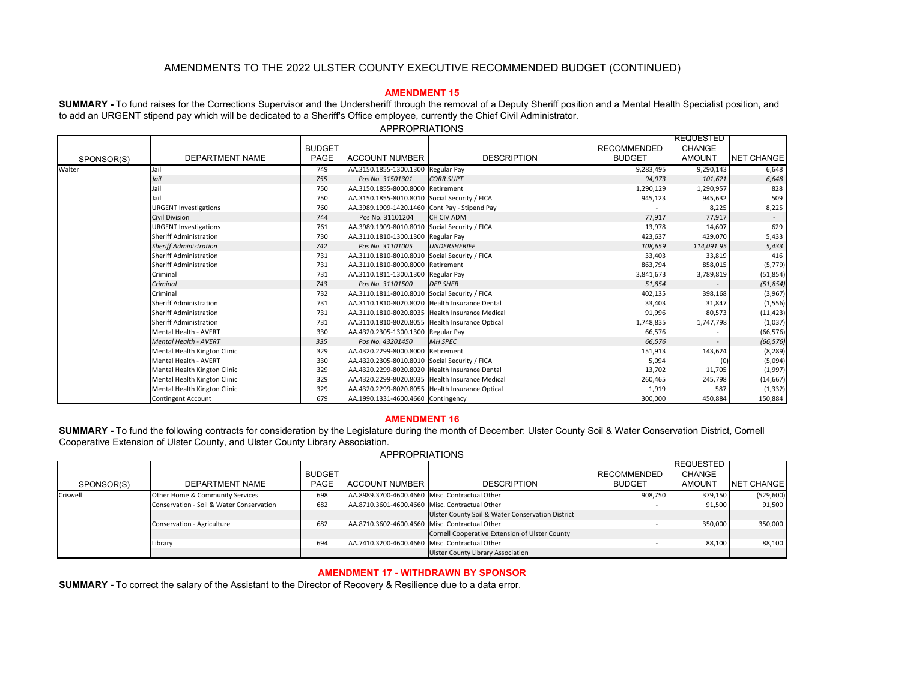# AMENDMENTS TO THE 2022 ULSTER COUNTY EXECUTIVE RECOMMENDED BUDGET (CONTINUED)

## AMENDMENT 15

**SUMMARY -** To fund raises for the Corrections Supervisor and the Undersheriff through the removal of a Deputy Sheriff position and a Mental Health Specialist position, and to add an URGENT stipend pay which will be dedicated to a Sheriff's Office employee, currently the Chief Civil Administrator.

APPROPRIATIONS

| SPONSOR(S) | DEPARTMENT NAME | BUDGET PAGE | ACCOUNT NUMBER | DESCRIPTION | RECOMMENDED BUDGET | REQUESTED CHANGE AMOUNT | NET CHANGE |
|---|---|---|---|---|---|---|---|
| Walter | Jail | 749 | AA.3150.1855-1300.1300 | Regular Pay | 9,283,495 | 9,290,143 | 6,648 |
| | *Jail* | *755* | *Pos No. 31501301* | *CORR SUPT* | *94,973* | *101,621* | *6,648* |
| | Jail | 750 | AA.3150.1855-8000.8000 | Retirement | 1,290,129 | 1,290,957 | 828 |
| | Jail | 750 | AA.3150.1855-8010.8010 | Social Security / FICA | 945,123 | 945,632 | 509 |
| | URGENT Investigations | 760 | AA.3989.1909-1420.1460 | Cont Pay - Stipend Pay | - | 8,225 | 8,225 |
| | Civil Division | 744 | Pos No. 31101204 | CH CIV ADM | 77,917 | 77,917 | - |
| | URGENT Investigations | 761 | AA.3989.1909-8010.8010 | Social Security / FICA | 13,978 | 14,607 | 629 |
| | Sheriff Administration | 730 | AA.3110.1810-1300.1300 | Regular Pay | 423,637 | 429,070 | 5,433 |
| | *Sheriff Administration* | *742* | *Pos No. 31101005* | *UNDERSHERIFF* | *108,659* | *114,091.95* | *5,433* |
| | Sheriff Administration | 731 | AA.3110.1810-8010.8010 | Social Security / FICA | 33,403 | 33,819 | 416 |
| | Sheriff Administration | 731 | AA.3110.1810-8000.8000 | Retirement | 863,794 | 858,015 | (5,779) |
| | Criminal | 731 | AA.3110.1811-1300.1300 | Regular Pay | 3,841,673 | 3,789,819 | (51,854) |
| | *Criminal* | *743* | *Pos No. 31101500* | *DEP SHER* | *51,854* | *-* | *(51,854)* |
| | Criminal | 732 | AA.3110.1811-8010.8010 | Social Security / FICA | 402,135 | 398,168 | (3,967) |
| | Sheriff Administration | 731 | AA.3110.1810-8020.8020 | Health Insurance Dental | 33,403 | 31,847 | (1,556) |
| | Sheriff Administration | 731 | AA.3110.1810-8020.8035 | Health Insurance Medical | 91,996 | 80,573 | (11,423) |
| | Sheriff Administration | 731 | AA.3110.1810-8020.8055 | Health Insurance Optical | 1,748,835 | 1,747,798 | (1,037) |
| | Mental Health - AVERT | 330 | AA.4320.2305-1300.1300 | Regular Pay | 66,576 | - | (66,576) |
| | *Mental Health - AVERT* | *335* | *Pos No. 43201450* | *MH SPEC* | *66,576* | *-* | *(66,576)* |
| | Mental Health Kington Clinic | 329 | AA.4320.2299-8000.8000 | Retirement | 151,913 | 143,624 | (8,289) |
| | Mental Health - AVERT | 330 | AA.4320.2305-8010.8010 | Social Security / FICA | 5,094 | (0) | (5,094) |
| | Mental Health Kington Clinic | 329 | AA.4320.2299-8020.8020 | Health Insurance Dental | 13,702 | 11,705 | (1,997) |
| | Mental Health Kington Clinic | 329 | AA.4320.2299-8020.8035 | Health Insurance Medical | 260,465 | 245,798 | (14,667) |
| | Mental Health Kington Clinic | 329 | AA.4320.2299-8020.8055 | Health Insurance Optical | 1,919 | 587 | (1,332) |
| | Contingent Account | 679 | AA.1990.1331-4600.4660 | Contingency | 300,000 | 450,884 | 150,884 |

## AMENDMENT 16

**SUMMARY -** To fund the following contracts for consideration by the Legislature during the month of December: Ulster County Soil & Water Conservation District, Cornell Cooperative Extension of Ulster County, and Ulster County Library Association.

APPROPRIATIONS

| SPONSOR(S) | DEPARTMENT NAME | BUDGET PAGE | ACCOUNT NUMBER | DESCRIPTION | RECOMMENDED BUDGET | REQUESTED CHANGE AMOUNT | NET CHANGE |
|---|---|---|---|---|---|---|---|
| Criswell | Other Home & Community Services | 698 | AA.8989.3700-4600.4660 | Misc. Contractual Other | 908,750 | 379,150 | (529,600) |
| | Conservation - Soil & Water Conservation | 682 | AA.8710.3601-4600.4660 | Misc. Contractual Other | - | 91,500 | 91,500 |
| | | | | Ulster County Soil & Water Conservation District | | | |
| | Conservation - Agriculture | 682 | AA.8710.3602-4600.4660 | Misc. Contractual Other | - | 350,000 | 350,000 |
| | | | | Cornell Cooperative Extension of Ulster County | | | |
| | Library | 694 | AA.7410.3200-4600.4660 | Misc. Contractual Other | - | 88,100 | 88,100 |
| | | | | Ulster County Library Association | | | |

## AMENDMENT 17 - WITHDRAWN BY SPONSOR

**SUMMARY -** To correct the salary of the Assistant to the Director of Recovery & Resilience due to a data error.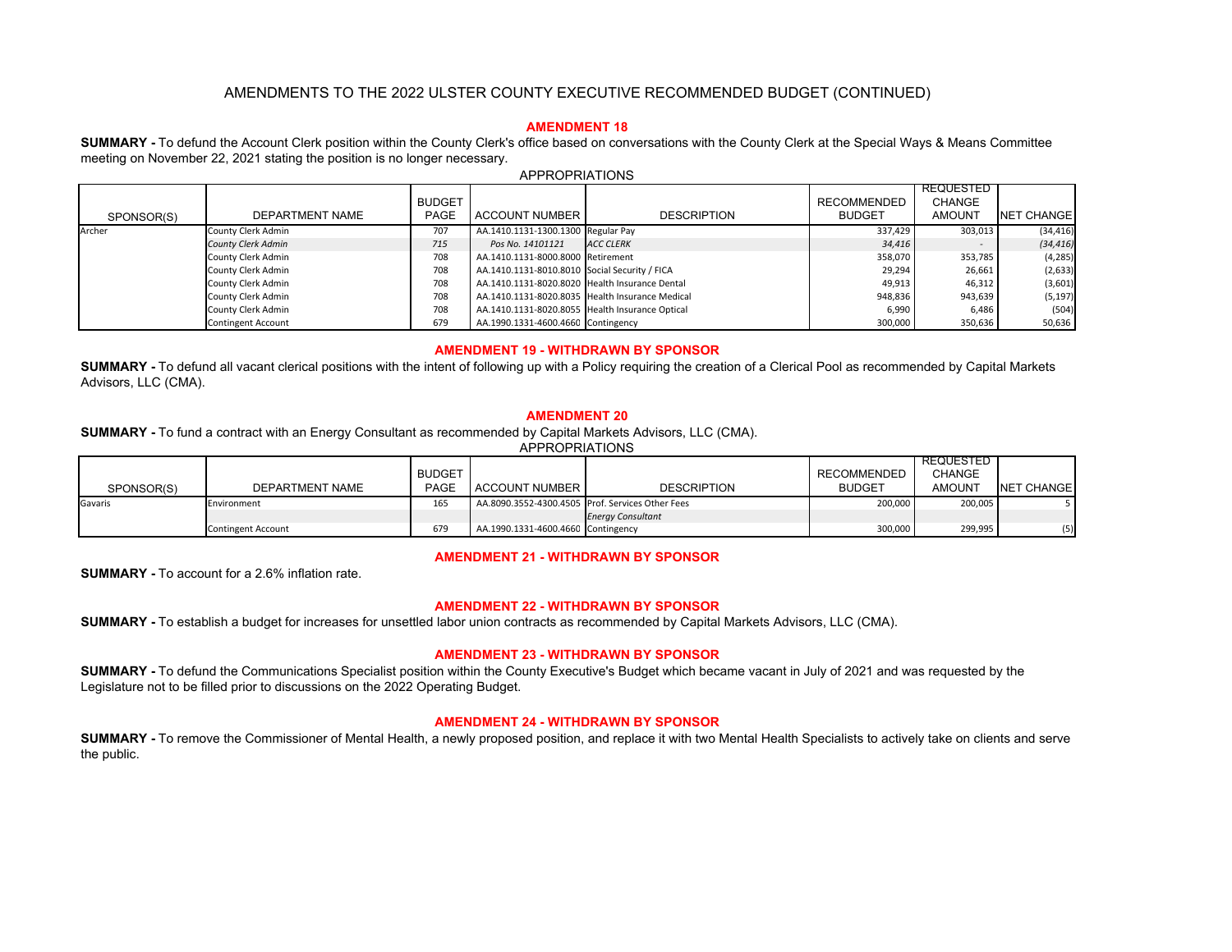## AMENDMENTS TO THE 2022 ULSTER COUNTY EXECUTIVE RECOMMENDED BUDGET (CONTINUED)

### AMENDMENT 18

**SUMMARY -** To defund the Account Clerk position within the County Clerk's office based on conversations with the County Clerk at the Special Ways & Means Committee meeting on November 22, 2021 stating the position is no longer necessary.

APPROPRIATIONS

| SPONSOR(S) | DEPARTMENT NAME | BUDGET PAGE | ACCOUNT NUMBER | DESCRIPTION | RECOMMENDED BUDGET | REQUESTED CHANGE AMOUNT | NET CHANGE |
|---|---|---|---|---|---|---|---|
| Archer | County Clerk Admin | 707 | AA.1410.1131-1300.1300 | Regular Pay | 337,429 | 303,013 | (34,416) |
| | *County Clerk Admin* | *715* | *Pos No. 14101121* | *ACC CLERK* | *34,416* | - | *(34,416)* |
| | County Clerk Admin | 708 | AA.1410.1131-8000.8000 | Retirement | 358,070 | 353,785 | (4,285) |
| | County Clerk Admin | 708 | AA.1410.1131-8010.8010 | Social Security / FICA | 29,294 | 26,661 | (2,633) |
| | County Clerk Admin | 708 | AA.1410.1131-8020.8020 | Health Insurance Dental | 49,913 | 46,312 | (3,601) |
| | County Clerk Admin | 708 | AA.1410.1131-8020.8035 | Health Insurance Medical | 948,836 | 943,639 | (5,197) |
| | County Clerk Admin | 708 | AA.1410.1131-8020.8055 | Health Insurance Optical | 6,990 | 6,486 | (504) |
| | Contingent Account | 679 | AA.1990.1331-4600.4660 | Contingency | 300,000 | 350,636 | 50,636 |

### AMENDMENT 19 - WITHDRAWN BY SPONSOR

**SUMMARY -** To defund all vacant clerical positions with the intent of following up with a Policy requiring the creation of a Clerical Pool as recommended by Capital Markets Advisors, LLC (CMA).

### AMENDMENT 20

**SUMMARY -** To fund a contract with an Energy Consultant as recommended by Capital Markets Advisors, LLC (CMA).

APPROPRIATIONS

| SPONSOR(S) | DEPARTMENT NAME | BUDGET PAGE | ACCOUNT NUMBER | DESCRIPTION | RECOMMENDED BUDGET | REQUESTED CHANGE AMOUNT | NET CHANGE |
|---|---|---|---|---|---|---|---|
| Gavaris | Environment | 165 | AA.8090.3552-4300.4505 | Prof. Services Other Fees | 200,000 | 200,005 | 5 |
| | | | | *Energy Consultant* | | | |
| | Contingent Account | 679 | AA.1990.1331-4600.4660 | Contingency | 300,000 | 299,995 | (5) |

### AMENDMENT 21 - WITHDRAWN BY SPONSOR

**SUMMARY -** To account for a 2.6% inflation rate.

### AMENDMENT 22 - WITHDRAWN BY SPONSOR

**SUMMARY -** To establish a budget for increases for unsettled labor union contracts as recommended by Capital Markets Advisors, LLC (CMA).

### AMENDMENT 23 - WITHDRAWN BY SPONSOR

**SUMMARY -** To defund the Communications Specialist position within the County Executive's Budget which became vacant in July of 2021 and was requested by the Legislature not to be filled prior to discussions on the 2022 Operating Budget.

### AMENDMENT 24 - WITHDRAWN BY SPONSOR

**SUMMARY -** To remove the Commissioner of Mental Health, a newly proposed position, and replace it with two Mental Health Specialists to actively take on clients and serve the public.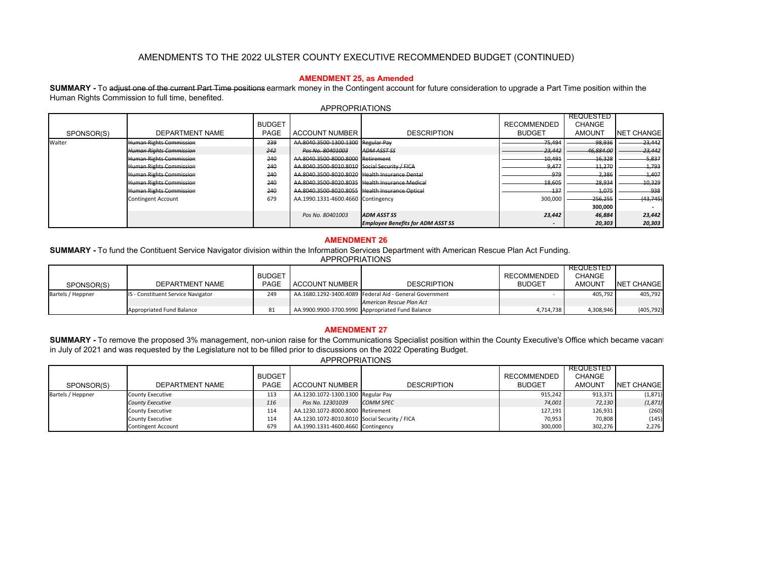# AMENDMENTS TO THE 2022 ULSTER COUNTY EXECUTIVE RECOMMENDED BUDGET (CONTINUED)

## AMENDMENT 25, as Amended

**SUMMARY -** To ~~adjust one of the current Part Time positions~~ earmark money in the Contingent account for future consideration to upgrade a Part Time position within the Human Rights Commission to full time, benefited.

APPROPRIATIONS

| SPONSOR(S) | DEPARTMENT NAME | BUDGET PAGE | ACCOUNT NUMBER | DESCRIPTION | RECOMMENDED BUDGET | REQUESTED CHANGE AMOUNT | NET CHANGE |
|---|---|---|---|---|---|---|---|
| Walter | ~~Human Rights Commission~~ | ~~239~~ | ~~AA.8040.3500-1300.1300~~ | ~~Regular Pay~~ | ~~75,494~~ | ~~98,936~~ | ~~23,442~~ |
| | *~~Human Rights Commission~~* | *~~242~~* | *~~Pos No. 80401003~~* | *~~ADM ASST SS~~* | *~~23,442~~* | *~~46,884.00~~* | *~~23,442~~* |
| | ~~Human Rights Commission~~ | ~~240~~ | ~~AA.8040.3500-8000.8000~~ | ~~Retirement~~ | ~~10,491~~ | ~~16,328~~ | ~~5,837~~ |
| | ~~Human Rights Commission~~ | ~~240~~ | ~~AA.8040.3500-8010.8010~~ | ~~Social Security / FICA~~ | ~~9,477~~ | ~~11,270~~ | ~~1,793~~ |
| | ~~Human Rights Commission~~ | ~~240~~ | ~~AA.8040.3500-8020.8020~~ | ~~Health Insurance Dental~~ | ~~979~~ | ~~2,386~~ | ~~1,407~~ |
| | ~~Human Rights Commission~~ | ~~240~~ | ~~AA.8040.3500-8020.8035~~ | ~~Health Insurance Medical~~ | ~~18,605~~ | ~~28,934~~ | ~~10,329~~ |
| | ~~Human Rights Commission~~ | ~~240~~ | ~~AA.8040.3500-8020.8055~~ | ~~Health Insurance Optical~~ | ~~137~~ | ~~1,075~~ | ~~938~~ |
| | Contingent Account | 679 | AA.1990.1331-4600.4660 | Contingency | 300,000 | ~~256,255~~ | ~~(43,745)~~ |
| | | | | | | 300,000 | - |
| | | | *Pos No. 80401003* | ***ADM ASST SS*** | ***23,442*** | ***46,884*** | ***23,442*** |
| | | | | ***Employee Benefits for ADM ASST SS*** | ***-*** | ***20,303*** | ***20,303*** |

## AMENDMENT 26

**SUMMARY -** To fund the Contituent Service Navigator division within the Information Services Department with American Rescue Plan Act Funding.

APPROPRIATIONS

| SPONSOR(S) | DEPARTMENT NAME | BUDGET PAGE | ACCOUNT NUMBER | DESCRIPTION | RECOMMENDED BUDGET | REQUESTED CHANGE AMOUNT | NET CHANGE |
|---|---|---|---|---|---|---|---|
| Bartels / Heppner | IS - Constituent Service Navigator | 249 | AA.1680.1292-3400.4089 | Federal Aid - General Government | - | 405,792 | 405,792 |
| | | | | *American Rescue Plan Act* | | | |
| | Appropriated Fund Balance | 81 | AA.9900.9900-3700.9990 | Appropriated Fund Balance | 4,714,738 | 4,308,946 | (405,792) |

## AMENDMENT 27

**SUMMARY -** To remove the proposed 3% management, non-union raise for the Communications Specialist position within the County Executive's Office which became vacant in July of 2021 and was requested by the Legislature not to be filled prior to discussions on the 2022 Operating Budget.

APPROPRIATIONS

| SPONSOR(S) | DEPARTMENT NAME | BUDGET PAGE | ACCOUNT NUMBER | DESCRIPTION | RECOMMENDED BUDGET | REQUESTED CHANGE AMOUNT | NET CHANGE |
|---|---|---|---|---|---|---|---|
| Bartels / Heppner | County Executive | 113 | AA.1230.1072-1300.1300 | Regular Pay | 915,242 | 913,371 | (1,871) |
| | *County Executive* | *116* | *Pos No. 12301039* | *COMM SPEC* | *74,001* | *72,130* | *(1,871)* |
| | County Executive | 114 | AA.1230.1072-8000.8000 | Retirement | 127,191 | 126,931 | (260) |
| | County Executive | 114 | AA.1230.1072-8010.8010 | Social Security / FICA | 70,953 | 70,808 | (145) |
| | Contingent Account | 679 | AA.1990.1331-4600.4660 | Contingency | 300,000 | 302,276 | 2,276 |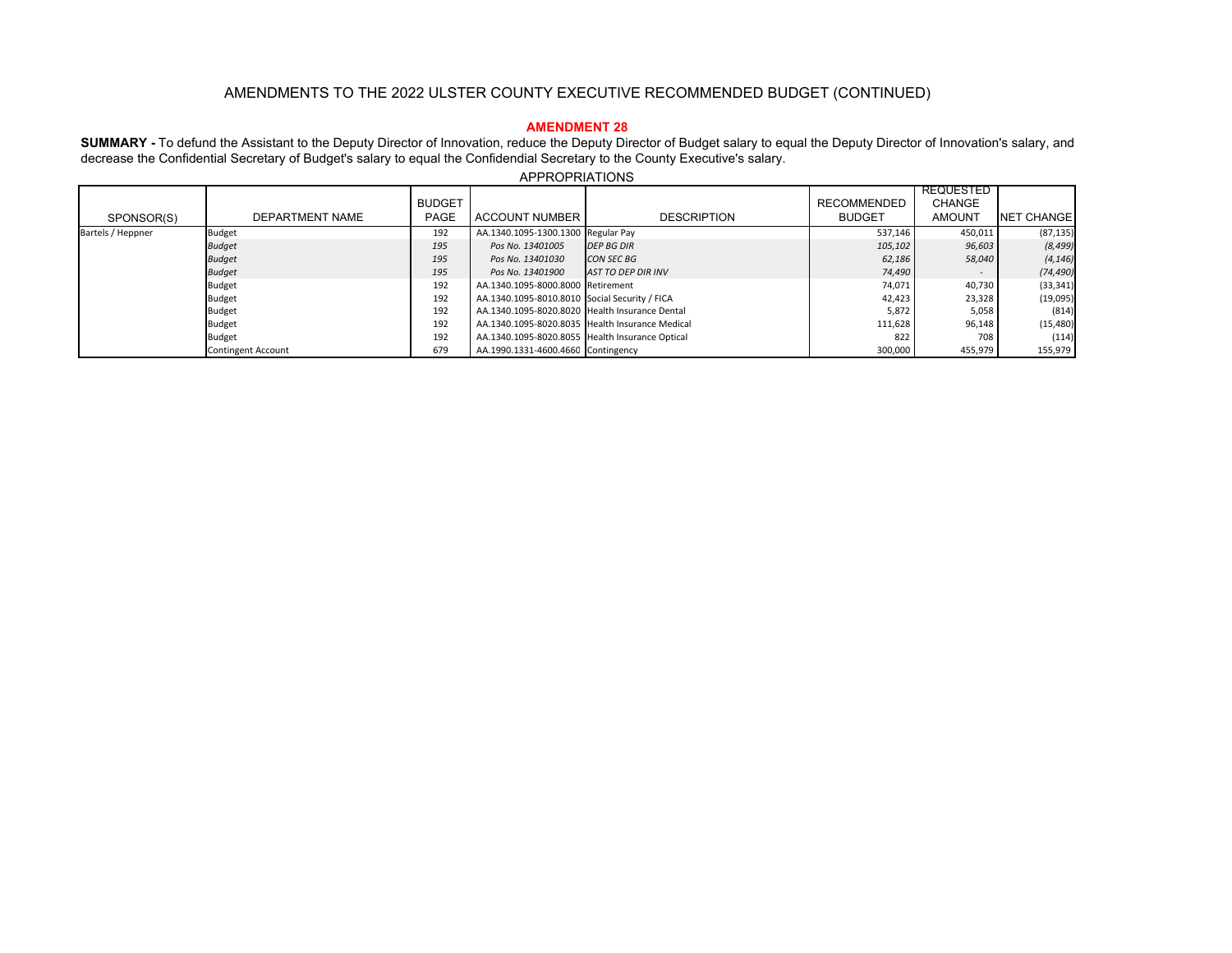# AMENDMENTS TO THE 2022 ULSTER COUNTY EXECUTIVE RECOMMENDED BUDGET (CONTINUED)

## AMENDMENT 28

**SUMMARY -** To defund the Assistant to the Deputy Director of Innovation, reduce the Deputy Director of Budget salary to equal the Deputy Director of Innovation's salary, and decrease the Confidential Secretary of Budget's salary to equal the Confidendial Secretary to the County Executive's salary.

APPROPRIATIONS

| SPONSOR(S) | DEPARTMENT NAME | BUDGET PAGE | ACCOUNT NUMBER | DESCRIPTION | RECOMMENDED BUDGET | REQUESTED CHANGE AMOUNT | NET CHANGE |
|---|---|---|---|---|---|---|---|
| Bartels / Heppner | Budget | 192 | AA.1340.1095-1300.1300 | Regular Pay | 537,146 | 450,011 | (87,135) |
| | *Budget* | *195* | *Pos No. 13401005* | *DEP BG DIR* | *105,102* | *96,603* | *(8,499)* |
| | *Budget* | *195* | *Pos No. 13401030* | *CON SEC BG* | *62,186* | *58,040* | *(4,146)* |
| | *Budget* | *195* | *Pos No. 13401900* | *AST TO DEP DIR INV* | *74,490* | *-* | *(74,490)* |
| | Budget | 192 | AA.1340.1095-8000.8000 | Retirement | 74,071 | 40,730 | (33,341) |
| | Budget | 192 | AA.1340.1095-8010.8010 | Social Security / FICA | 42,423 | 23,328 | (19,095) |
| | Budget | 192 | AA.1340.1095-8020.8020 | Health Insurance Dental | 5,872 | 5,058 | (814) |
| | Budget | 192 | AA.1340.1095-8020.8035 | Health Insurance Medical | 111,628 | 96,148 | (15,480) |
| | Budget | 192 | AA.1340.1095-8020.8055 | Health Insurance Optical | 822 | 708 | (114) |
| | Contingent Account | 679 | AA.1990.1331-4600.4660 | Contingency | 300,000 | 455,979 | 155,979 |